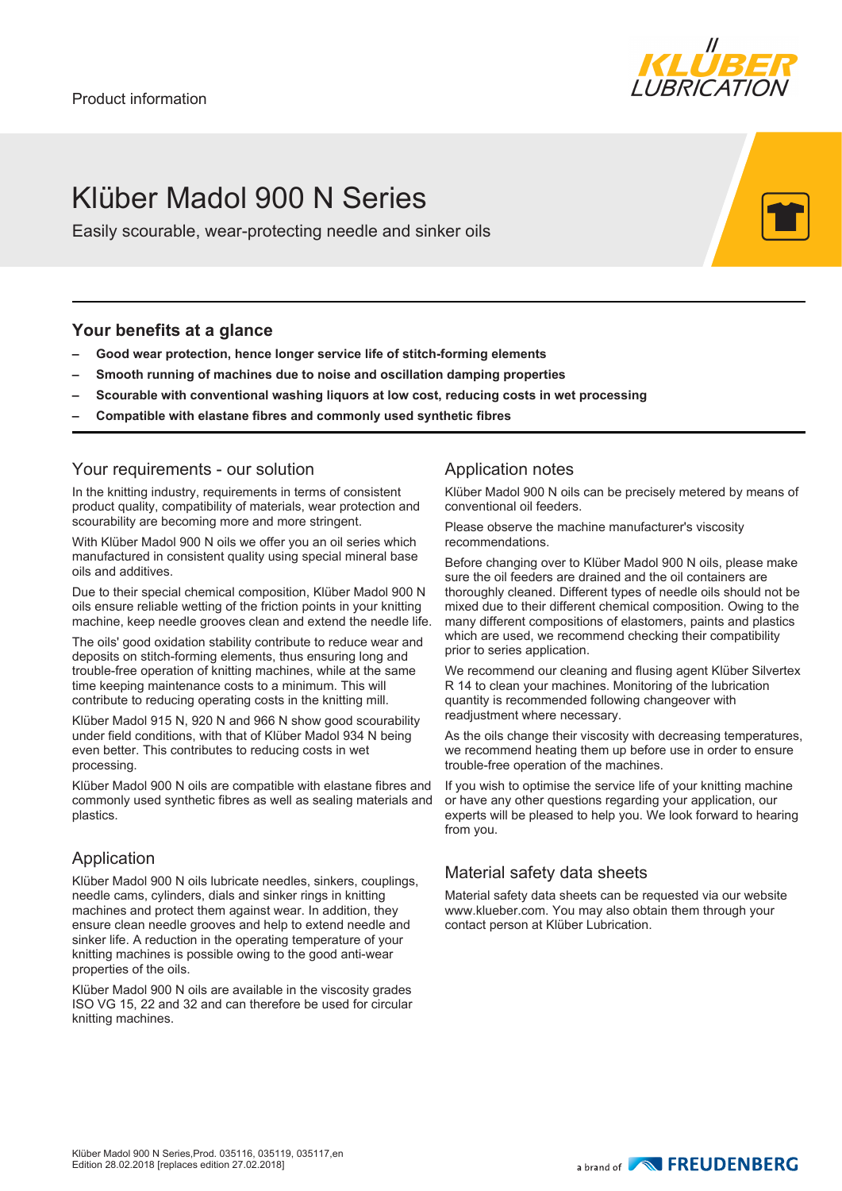Product information

# Klüber Madol 900 N Series

Easily scourable, wear-protecting needle and sinker oils

## Your benefits at a glance

- **Good wear protection, hence longer service life of stitch-forming elements**
- **Smooth running of machines due to noise and oscillation damping properties**
- **Scourable with conventional washing liquors at low cost, reducing costs in wet processing**
- **Compatible with elastane fibres and commonly used synthetic fibres**

## Your requirements - our solution

In the knitting industry, requirements in terms of consistent product quality, compatibility of materials, wear protection and scourability are becoming more and more stringent.

With Klüber Madol 900 N oils we offer you an oil series which manufactured in consistent quality using special mineral base oils and additives.

Due to their special chemical composition, Klüber Madol 900 N oils ensure reliable wetting of the friction points in your knitting machine, while at the same time keep needle grooves clean and extend the needle life.

The oils' good oxidation stability contribute to reduce wear and deposits on stitch-forming elements, thus ensuring long and trouble-free operation of knitting machines, while at the same time keeping maintenance costs to a minimum. This will contribute to reducing operating costs in the knitting mill.

Klüber Madol 915 N, 920 N and 966 N show good scourability under field conditions, with that of Klüber Madol 934 N being even better. This contributes to reducing costs in wet processing.

Klüber Madol 900 N oils are compatible with elastane fibres and commonly used synthetic fibres as well as sealing materials and plastics.

## Application

Klüber Madol 900 N oils lubricate needles, sinkers, couplings, needle cams, cylinders, dials and sinker rings in knitting machines and protect them against wear. In addition, they ensure clean needle grooves and help to extend needle and sinker life. A reduction in the operating temperature of your knitting machines is possible owing to the good anti-wear properties of the oils.

Klüber Madol 900 N oils are available in the viscosity grades ISO VG 15, 22 and 32 and can therefore be used for circular knitting machines.

## Application notes

Klüber Madol 900 N oils can be precisely metered by means of conventional oil feeders.

Please observe the machine manufacturer's viscosity recommendations.

Before changing over to Klüber Madol 900 N oils, please make sure the oil feeders are drained and the oil containers are thoroughly cleaned. Different types of needle oils should not be mixed due to their different chemical composition. Owing to the many different compositions of elastomers, paints and plastics which are used, we recommend checking their compatibility prior to series application.

We recommend our cleaning and flusing agent Klüber Silvertex R 14 to clean your machines. Monitoring of the lubrication quantity is recommended following changeover with readjustment where necessary.

As the oils change their viscosity with decreasing temperatures, we recommend heating them up before use in order to ensure trouble-free operation of the machines.

If you wish to optimise the service life of your knitting machine or have any other questions regarding your application, our experts will be pleased to help you. We look forward to hearing from you.

## Material safety data sheets

Material safety data sheets can be requested via our website www.klueber.com. You may also obtain them through your contact person at Klüber Lubrication.

Klüber Madol 900 N Series,Prod. 035116, 035119, 035117,en
Edition 28.02.2018 [replaces edition 27.02.2018]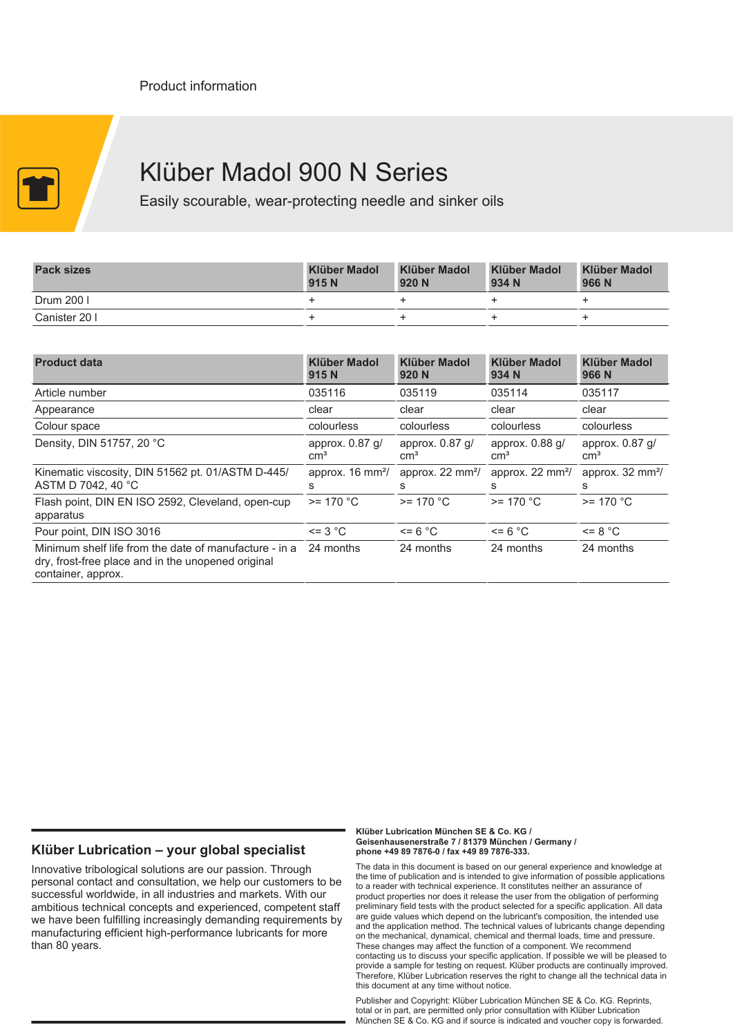Product information

# Klüber Madol 900 N Series

Easily scourable, wear-protecting needle and sinker oils

| Pack sizes | Klüber Madol 915 N | Klüber Madol 920 N | Klüber Madol 934 N | Klüber Madol 966 N |
|---|---|---|---|---|
| Drum 200 l | + | + | + | + |
| Canister 20 l | + | + | + | + |

| Product data | Klüber Madol 915 N | Klüber Madol 920 N | Klüber Madol 934 N | Klüber Madol 966 N |
|---|---|---|---|---|
| Article number | 035116 | 035119 | 035114 | 035117 |
| Appearance | clear | clear | clear | clear |
| Colour space | colourless | colourless | colourless | colourless |
| Density, DIN 51757, 20 °C | approx. 0.87 g/cm³ | approx. 0.87 g/cm³ | approx. 0.88 g/cm³ | approx. 0.87 g/cm³ |
| Kinematic viscosity, DIN 51562 pt. 01/ASTM D-445/ ASTM D 7042, 40 °C | approx. 16 mm²/s | approx. 22 mm²/s | approx. 22 mm²/s | approx. 32 mm²/s |
| Flash point, DIN EN ISO 2592, Cleveland, open-cup apparatus | >= 170 °C | >= 170 °C | >= 170 °C | >= 170 °C |
| Pour point, DIN ISO 3016 | <= 3 °C | <= 6 °C | <= 6 °C | <= 8 °C |
| Minimum shelf life from the date of manufacture - in a dry, frost-free place and in the unopened original container, approx. | 24 months | 24 months | 24 months | 24 months |

## Klüber Lubrication – your global specialist

Innovative tribological solutions are our passion. Through personal contact and consultation, we help our customers to be successful worldwide, in all industries and markets. With our ambitious technical concepts and experienced, competent staff we have been fulfilling increasingly demanding requirements by manufacturing efficient high-performance lubricants for more than 80 years.

**Klüber Lubrication München SE & Co. KG / Geisenhausenerstraße 7 / 81379 München / Germany / phone +49 89 7876-0 / fax +49 89 7876-333.**

The data in this document is based on our general experience and knowledge at the time of publication and is intended to give information of possible applications to a reader with technical experience. It constitutes neither an assurance of product properties nor does it release the user from the obligation of performing preliminary field tests with the product selected for a specific application. All data are guide values which depend on the lubricant's composition, the intended use and the application method. The technical values of lubricants change depending on the mechanical, dynamical, chemical and thermal loads, time and pressure. These changes may affect the function of a component. We recommend contacting us to discuss your specific application. If possible we will be pleased to provide a sample for testing on request. Klüber products are continually improved. Therefore, Klüber Lubrication reserves the right to change all the technical data in this document at any time without notice.

Publisher and Copyright: Klüber Lubrication München SE & Co. KG. Reprints, total or in part, are permitted only prior consultation with Klüber Lubrication München SE & Co. KG and if source is indicated and voucher copy is forwarded.